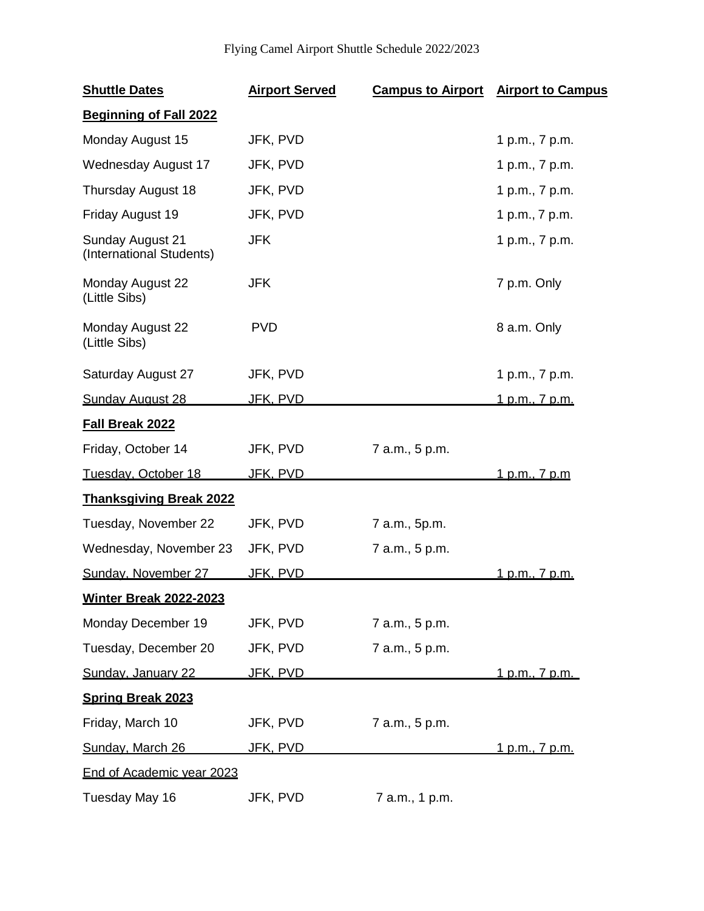Flying Camel Airport Shuttle Schedule 2022/2023

| Shuttle Dates | Airport Served | Campus to Airport | Airport to Campus |
|---|---|---|---|
| **Beginning of Fall 2022** | | | |
| Monday August 15 | JFK, PVD | | 1 p.m., 7 p.m. |
| Wednesday August 17 | JFK, PVD | | 1 p.m., 7 p.m. |
| Thursday August 18 | JFK, PVD | | 1 p.m., 7 p.m. |
| Friday August 19 | JFK, PVD | | 1 p.m., 7 p.m. |
| Sunday August 21 (International Students) | JFK | | 1 p.m., 7 p.m. |
| Monday August 22 (Little Sibs) | JFK | | 7 p.m. Only |
| Monday August 22 (Little Sibs) | PVD | | 8 a.m. Only |
| Saturday August 27 | JFK, PVD | | 1 p.m., 7 p.m. |
| Sunday August 28 | JFK, PVD | | 1 p.m., 7 p.m. |
| **Fall Break 2022** | | | |
| Friday, October 14 | JFK, PVD | 7 a.m., 5 p.m. | |
| Tuesday, October 18 | JFK, PVD | | 1 p.m., 7 p.m |
| **Thanksgiving Break 2022** | | | |
| Tuesday, November 22 | JFK, PVD | 7 a.m., 5p.m. | |
| Wednesday, November 23 | JFK, PVD | 7 a.m., 5 p.m. | |
| Sunday, November 27 | JFK, PVD | | 1 p.m., 7 p.m. |
| **Winter Break 2022-2023** | | | |
| Monday December 19 | JFK, PVD | 7 a.m., 5 p.m. | |
| Tuesday, December 20 | JFK, PVD | 7 a.m., 5 p.m. | |
| Sunday, January 22 | JFK, PVD | | 1 p.m., 7 p.m. |
| **Spring Break 2023** | | | |
| Friday, March 10 | JFK, PVD | 7 a.m., 5 p.m. | |
| Sunday, March 26 | JFK, PVD | | 1 p.m., 7 p.m. |
| End of Academic year 2023 | | | |
| Tuesday May 16 | JFK, PVD | 7 a.m., 1 p.m. | |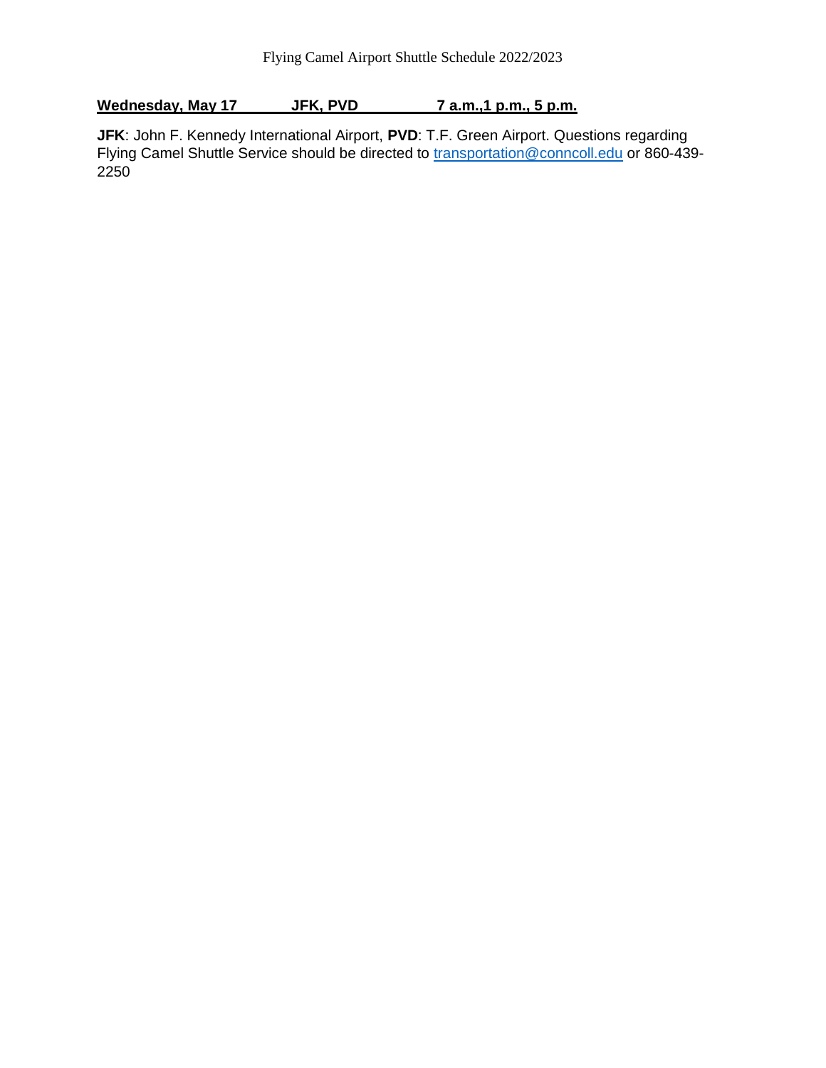| | | |
|---|---|---|
| **Wednesday, May 17** | **JFK, PVD** | **7 a.m.,1 p.m., 5 p.m.** |

**JFK**: John F. Kennedy International Airport, **PVD**: T.F. Green Airport. Questions regarding Flying Camel Shuttle Service should be directed to transportation@conncoll.edu or 860-439-2250